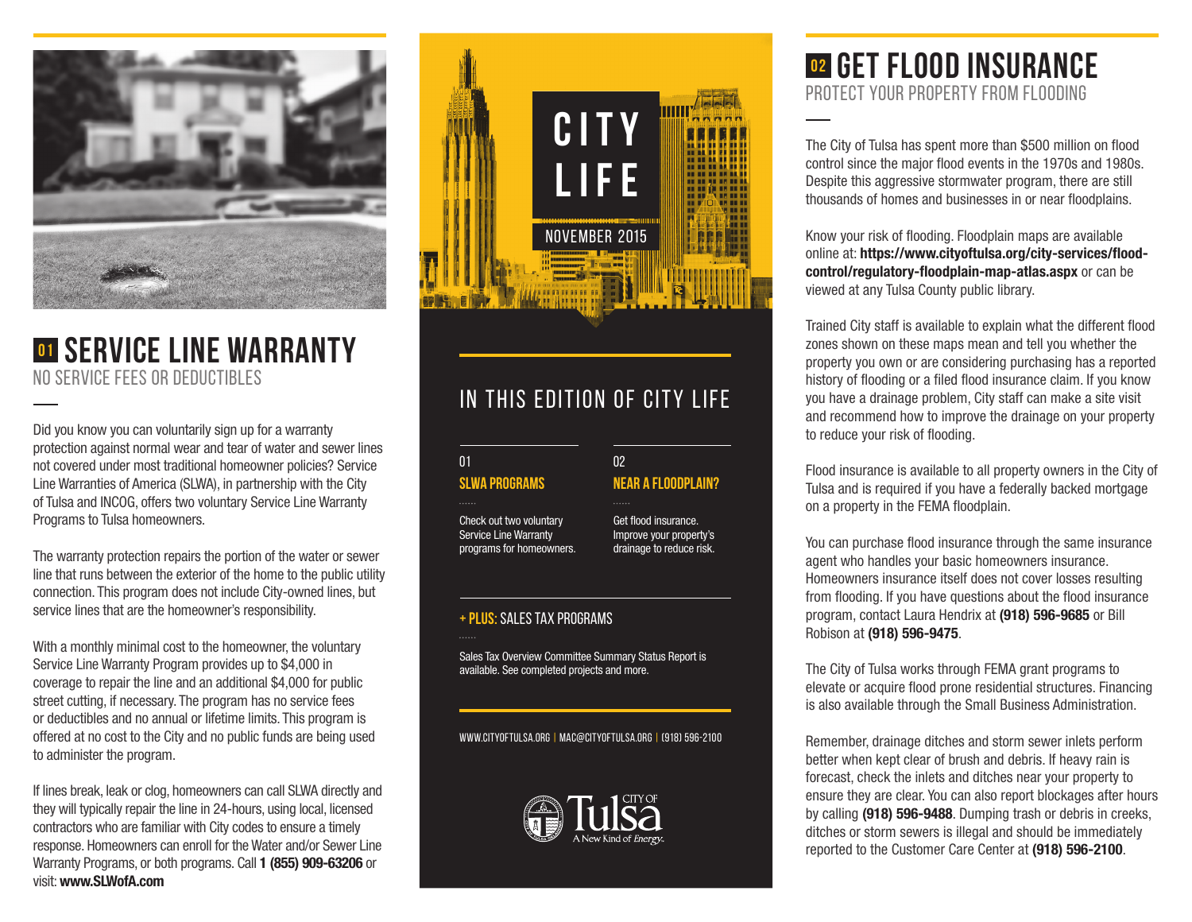# CITY LIFE

NOVEMBER 2015

## IN THIS EDITION OF CITY LIFE

01
**SLWA PROGRAMS**

Check out two voluntary Service Line Warranty programs for homeowners.

02
**NEAR A FLOODPLAIN?**

Get flood insurance. Improve your property's drainage to reduce risk.

**+ PLUS:** SALES TAX PROGRAMS

Sales Tax Overview Committee Summary Status Report is available. See completed projects and more.

WWW.CITYOFTULSA.ORG | MAC@CITYOFTULSA.ORG | (918) 596-2100

CITY OF Tulsa — A New Kind of *Energy.*

## 01 SERVICE LINE WARRANTY

### NO SERVICE FEES OR DEDUCTIBLES

Did you know you can voluntarily sign up for a warranty protection against normal wear and tear of water and sewer lines not covered under most traditional homeowner policies? Service Line Warranties of America (SLWA), in partnership with the City of Tulsa and INCOG, offers two voluntary Service Line Warranty Programs to Tulsa homeowners.

The warranty protection repairs the portion of the water or sewer line that runs between the exterior of the home to the public utility connection. This program does not include City-owned lines, but service lines that are the homeowner's responsibility.

With a monthly minimal cost to the homeowner, the voluntary Service Line Warranty Program provides up to $4,000 in coverage to repair the line and an additional $4,000 for public street cutting, if necessary. The program has no service fees or deductibles and no annual or lifetime limits. This program is offered at no cost to the City and no public funds are being used to administer the program.

If lines break, leak or clog, homeowners can call SLWA directly and they will typically repair the line in 24-hours, using local, licensed contractors who are familiar with City codes to ensure a timely response. Homeowners can enroll for the Water and/or Sewer Line Warranty Programs, or both programs. Call **1 (855) 909-63206** or visit: **www.SLWofA.com**

## 02 GET FLOOD INSURANCE

### PROTECT YOUR PROPERTY FROM FLOODING

The City of Tulsa has spent more than $500 million on flood control since the major flood events in the 1970s and 1980s. Despite this aggressive stormwater program, there are still thousands of homes and businesses in or near floodplains.

Know your risk of flooding. Floodplain maps are available online at: **https://www.cityoftulsa.org/city-services/flood-control/regulatory-floodplain-map-atlas.aspx** or can be viewed at any Tulsa County public library.

Trained City staff is available to explain what the different flood zones shown on these maps mean and tell you whether the property you own or are considering purchasing has a reported history of flooding or a filed flood insurance claim. If you know you have a drainage problem, City staff can make a site visit and recommend how to improve the drainage on your property to reduce your risk of flooding.

Flood insurance is available to all property owners in the City of Tulsa and is required if you have a federally backed mortgage on a property in the FEMA floodplain.

You can purchase flood insurance through the same insurance agent who handles your basic homeowners insurance. Homeowners insurance itself does not cover losses resulting from flooding. If you have questions about the flood insurance program, contact Laura Hendrix at **(918) 596-9685** or Bill Robison at **(918) 596-9475**.

The City of Tulsa works through FEMA grant programs to elevate or acquire flood prone residential structures. Financing is also available through the Small Business Administration.

Remember, drainage ditches and storm sewer inlets perform better when kept clear of brush and debris. If heavy rain is forecast, check the inlets and ditches near your property to ensure they are clear. You can also report blockages after hours by calling **(918) 596-9488**. Dumping trash or debris in creeks, ditches or storm sewers is illegal and should be immediately reported to the Customer Care Center at **(918) 596-2100**.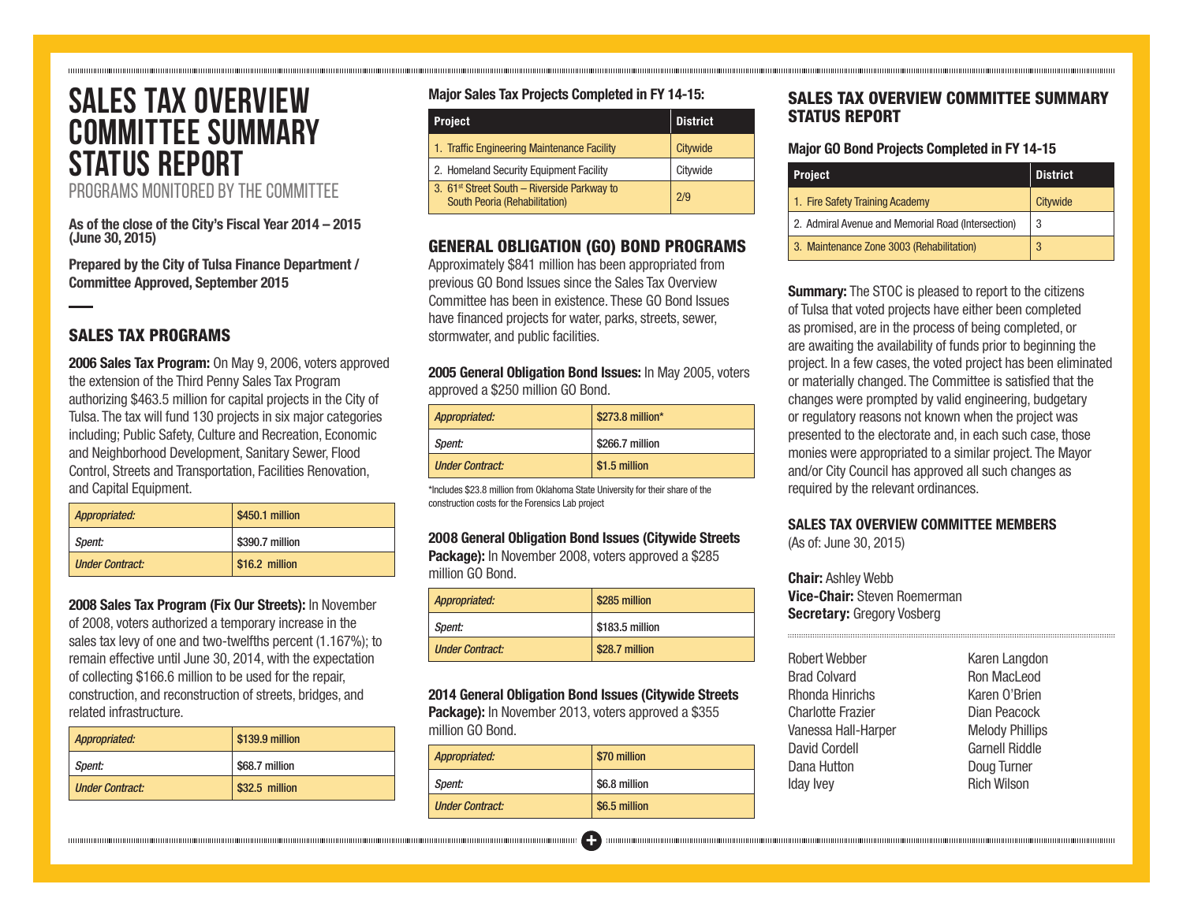# SALES TAX OVERVIEW COMMITTEE SUMMARY STATUS REPORT

PROGRAMS MONITORED BY THE COMMITTEE

**As of the close of the City's Fiscal Year 2014 – 2015 (June 30, 2015)**

**Prepared by the City of Tulsa Finance Department / Committee Approved, September 2015**

## SALES TAX PROGRAMS

**2006 Sales Tax Program:** On May 9, 2006, voters approved the extension of the Third Penny Sales Tax Program authorizing $463.5 million for capital projects in the City of Tulsa. The tax will fund 130 projects in six major categories including; Public Safety, Culture and Recreation, Economic and Neighborhood Development, Sanitary Sewer, Flood Control, Streets and Transportation, Facilities Renovation, and Capital Equipment.

| | |
|---|---|
| *Appropriated:* | $450.1 million |
| *Spent:* | $390.7 million |
| *Under Contract:* | $16.2 million |

**2008 Sales Tax Program (Fix Our Streets):** In November of 2008, voters authorized a temporary increase in the sales tax levy of one and two-twelfths percent (1.167%); to remain effective until June 30, 2014, with the expectation of collecting $166.6 million to be used for the repair, construction, and reconstruction of streets, bridges, and related infrastructure.

| | |
|---|---|
| *Appropriated:* | $139.9 million |
| *Spent:* | $68.7 million |
| *Under Contract:* | $32.5 million |

**Major Sales Tax Projects Completed in FY 14-15:**

| Project | District |
|---|---|
| 1. Traffic Engineering Maintenance Facility | Citywide |
| 2. Homeland Security Equipment Facility | Citywide |
| 3. 61st Street South – Riverside Parkway to South Peoria (Rehabilitation) | 2/9 |

## GENERAL OBLIGATION (GO) BOND PROGRAMS

Approximately $841 million has been appropriated from previous GO Bond Issues since the Sales Tax Overview Committee has been in existence. These GO Bond Issues have financed projects for water, parks, streets, sewer, stormwater, and public facilities.

**2005 General Obligation Bond Issues:** In May 2005, voters approved a $250 million GO Bond.

| | |
|---|---|
| *Appropriated:* | $273.8 million* |
| *Spent:* | $266.7 million |
| *Under Contract:* | $1.5 million |

*Includes $23.8 million from Oklahoma State University for their share of the construction costs for the Forensics Lab project

**2008 General Obligation Bond Issues (Citywide Streets Package):** In November 2008, voters approved a $285 million GO Bond.

| | |
|---|---|
| *Appropriated:* | $285 million |
| *Spent:* | $183.5 million |
| *Under Contract:* | $28.7 million |

**2014 General Obligation Bond Issues (Citywide Streets Package):** In November 2013, voters approved a $355 million GO Bond.

| | |
|---|---|
| *Appropriated:* | $70 million |
| *Spent:* | $6.8 million |
| *Under Contract:* | $6.5 million |

## SALES TAX OVERVIEW COMMITTEE SUMMARY STATUS REPORT

**Major GO Bond Projects Completed in FY 14-15**

| Project | District |
|---|---|
| 1. Fire Safety Training Academy | Citywide |
| 2. Admiral Avenue and Memorial Road (Intersection) | 3 |
| 3. Maintenance Zone 3003 (Rehabilitation) | 3 |

**Summary:** The STOC is pleased to report to the citizens of Tulsa that voted projects have either been completed as promised, are in the process of being completed, or are awaiting the availability of funds prior to beginning the project. In a few cases, the voted project has been eliminated or materially changed. The Committee is satisfied that the changes were prompted by valid engineering, budgetary or regulatory reasons not known when the project was presented to the electorate and, in each such case, those monies were appropriated to a similar project. The Mayor and/or City Council has approved all such changes as required by the relevant ordinances.

**SALES TAX OVERVIEW COMMITTEE MEMBERS**
(As of: June 30, 2015)

**Chair:** Ashley Webb
**Vice-Chair:** Steven Roemerman
**Secretary:** Gregory Vosberg

Robert Webber
Brad Colvard
Rhonda Hinrichs
Charlotte Frazier
Vanessa Hall-Harper
David Cordell
Dana Hutton
Iday Ivey
Karen Langdon
Ron MacLeod
Karen O'Brien
Dian Peacock
Melody Phillips
Garnell Riddle
Doug Turner
Rich Wilson